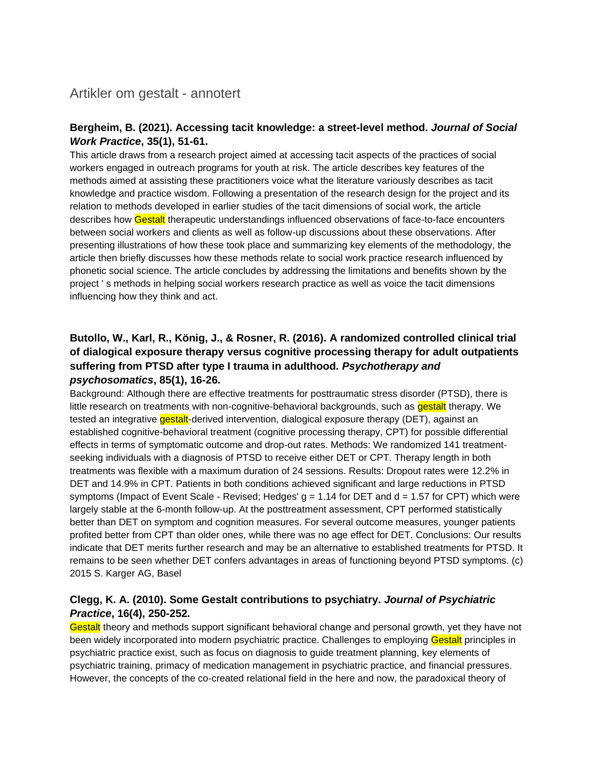# Artikler om gestalt - annotert

**Bergheim, B. (2021). Accessing tacit knowledge: a street-level method. *Journal of Social Work Practice*, 35(1), 51-61.**

This article draws from a research project aimed at accessing tacit aspects of the practices of social workers engaged in outreach programs for youth at risk. The article describes key features of the methods aimed at assisting these practitioners voice what the literature variously describes as tacit knowledge and practice wisdom. Following a presentation of the research design for the project and its relation to methods developed in earlier studies of the tacit dimensions of social work, the article describes how Gestalt therapeutic understandings influenced observations of face-to-face encounters between social workers and clients as well as follow-up discussions about these observations. After presenting illustrations of how these took place and summarizing key elements of the methodology, the article then briefly discusses how these methods relate to social work practice research influenced by phonetic social science. The article concludes by addressing the limitations and benefits shown by the project ' s methods in helping social workers research practice as well as voice the tacit dimensions influencing how they think and act.

**Butollo, W., Karl, R., König, J., & Rosner, R. (2016). A randomized controlled clinical trial of dialogical exposure therapy versus cognitive processing therapy for adult outpatients suffering from PTSD after type I trauma in adulthood. *Psychotherapy and psychosomatics*, 85(1), 16-26.**

Background: Although there are effective treatments for posttraumatic stress disorder (PTSD), there is little research on treatments with non-cognitive-behavioral backgrounds, such as gestalt therapy. We tested an integrative gestalt-derived intervention, dialogical exposure therapy (DET), against an established cognitive-behavioral treatment (cognitive processing therapy, CPT) for possible differential effects in terms of symptomatic outcome and drop-out rates. Methods: We randomized 141 treatment-seeking individuals with a diagnosis of PTSD to receive either DET or CPT. Therapy length in both treatments was flexible with a maximum duration of 24 sessions. Results: Dropout rates were 12.2% in DET and 14.9% in CPT. Patients in both conditions achieved significant and large reductions in PTSD symptoms (Impact of Event Scale - Revised; Hedges' $g = 1.14$ for DET and $d = 1.57$ for CPT) which were largely stable at the 6-month follow-up. At the posttreatment assessment, CPT performed statistically better than DET on symptom and cognition measures. For several outcome measures, younger patients profited better from CPT than older ones, while there was no age effect for DET. Conclusions: Our results indicate that DET merits further research and may be an alternative to established treatments for PTSD. It remains to be seen whether DET confers advantages in areas of functioning beyond PTSD symptoms. (c) 2015 S. Karger AG, Basel

**Clegg, K. A. (2010). Some Gestalt contributions to psychiatry. *Journal of Psychiatric Practice*, 16(4), 250-252.**

Gestalt theory and methods support significant behavioral change and personal growth, yet they have not been widely incorporated into modern psychiatric practice. Challenges to employing Gestalt principles in psychiatric practice exist, such as focus on diagnosis to guide treatment planning, key elements of psychiatric training, primacy of medication management in psychiatric practice, and financial pressures. However, the concepts of the co-created relational field in the here and now, the paradoxical theory of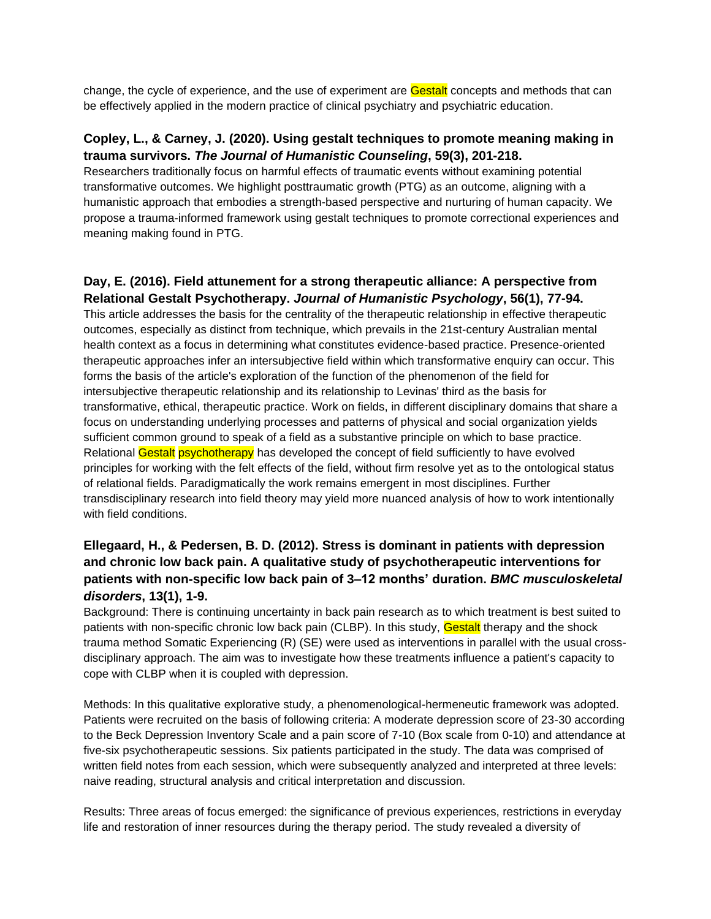change, the cycle of experience, and the use of experiment are Gestalt concepts and methods that can be effectively applied in the modern practice of clinical psychiatry and psychiatric education.

**Copley, L., & Carney, J. (2020). Using gestalt techniques to promote meaning making in trauma survivors. *The Journal of Humanistic Counseling*, 59(3), 201-218.**

Researchers traditionally focus on harmful effects of traumatic events without examining potential transformative outcomes. We highlight posttraumatic growth (PTG) as an outcome, aligning with a humanistic approach that embodies a strength-based perspective and nurturing of human capacity. We propose a trauma-informed framework using gestalt techniques to promote correctional experiences and meaning making found in PTG.

**Day, E. (2016). Field attunement for a strong therapeutic alliance: A perspective from Relational Gestalt Psychotherapy. *Journal of Humanistic Psychology*, 56(1), 77-94.**

This article addresses the basis for the centrality of the therapeutic relationship in effective therapeutic outcomes, especially as distinct from technique, which prevails in the 21st-century Australian mental health context as a focus in determining what constitutes evidence-based practice. Presence-oriented therapeutic approaches infer an intersubjective field within which transformative enquiry can occur. This forms the basis of the article's exploration of the function of the phenomenon of the field for intersubjective therapeutic relationship and its relationship to Levinas' third as the basis for transformative, ethical, therapeutic practice. Work on fields, in different disciplinary domains that share a focus on understanding underlying processes and patterns of physical and social organization yields sufficient common ground to speak of a field as a substantive principle on which to base practice. Relational Gestalt psychotherapy has developed the concept of field sufficiently to have evolved principles for working with the felt effects of the field, without firm resolve yet as to the ontological status of relational fields. Paradigmatically the work remains emergent in most disciplines. Further transdisciplinary research into field theory may yield more nuanced analysis of how to work intentionally with field conditions.

**Ellegaard, H., & Pedersen, B. D. (2012). Stress is dominant in patients with depression and chronic low back pain. A qualitative study of psychotherapeutic interventions for patients with non-specific low back pain of 3–12 months' duration. *BMC musculoskeletal disorders*, 13(1), 1-9.**

Background: There is continuing uncertainty in back pain research as to which treatment is best suited to patients with non-specific chronic low back pain (CLBP). In this study, Gestalt therapy and the shock trauma method Somatic Experiencing (R) (SE) were used as interventions in parallel with the usual cross-disciplinary approach. The aim was to investigate how these treatments influence a patient's capacity to cope with CLBP when it is coupled with depression.

Methods: In this qualitative explorative study, a phenomenological-hermeneutic framework was adopted. Patients were recruited on the basis of following criteria: A moderate depression score of 23-30 according to the Beck Depression Inventory Scale and a pain score of 7-10 (Box scale from 0-10) and attendance at five-six psychotherapeutic sessions. Six patients participated in the study. The data was comprised of written field notes from each session, which were subsequently analyzed and interpreted at three levels: naive reading, structural analysis and critical interpretation and discussion.

Results: Three areas of focus emerged: the significance of previous experiences, restrictions in everyday life and restoration of inner resources during the therapy period. The study revealed a diversity of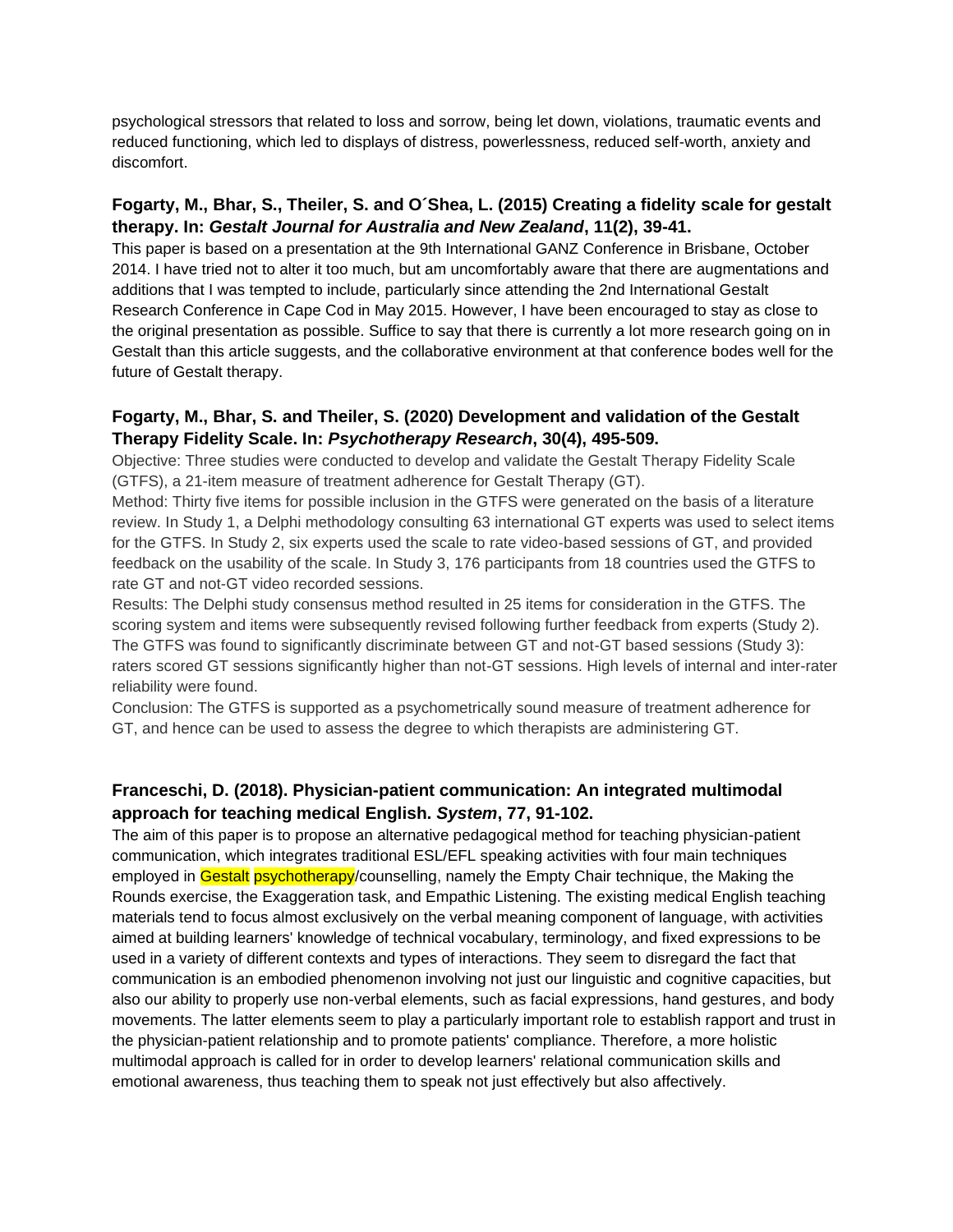psychological stressors that related to loss and sorrow, being let down, violations, traumatic events and reduced functioning, which led to displays of distress, powerlessness, reduced self-worth, anxiety and discomfort.

**Fogarty, M., Bhar, S., Theiler, S. and O´Shea, L. (2015) Creating a fidelity scale for gestalt therapy. In: *Gestalt Journal for Australia and New Zealand*, 11(2), 39-41.**

This paper is based on a presentation at the 9th International GANZ Conference in Brisbane, October 2014. I have tried not to alter it too much, but am uncomfortably aware that there are augmentations and additions that I was tempted to include, particularly since attending the 2nd International Gestalt Research Conference in Cape Cod in May 2015. However, I have been encouraged to stay as close to the original presentation as possible. Suffice to say that there is currently a lot more research going on in Gestalt than this article suggests, and the collaborative environment at that conference bodes well for the future of Gestalt therapy.

**Fogarty, M., Bhar, S. and Theiler, S. (2020) Development and validation of the Gestalt Therapy Fidelity Scale. In: *Psychotherapy Research*, 30(4), 495-509.**

Objective: Three studies were conducted to develop and validate the Gestalt Therapy Fidelity Scale (GTFS), a 21-item measure of treatment adherence for Gestalt Therapy (GT).

Method: Thirty five items for possible inclusion in the GTFS were generated on the basis of a literature review. In Study 1, a Delphi methodology consulting 63 international GT experts was used to select items for the GTFS. In Study 2, six experts used the scale to rate video-based sessions of GT, and provided feedback on the usability of the scale. In Study 3, 176 participants from 18 countries used the GTFS to rate GT and not-GT video recorded sessions.

Results: The Delphi study consensus method resulted in 25 items for consideration in the GTFS. The scoring system and items were subsequently revised following further feedback from experts (Study 2). The GTFS was found to significantly discriminate between GT and not-GT based sessions (Study 3): raters scored GT sessions significantly higher than not-GT sessions. High levels of internal and inter-rater reliability were found.

Conclusion: The GTFS is supported as a psychometrically sound measure of treatment adherence for GT, and hence can be used to assess the degree to which therapists are administering GT.

**Franceschi, D. (2018). Physician-patient communication: An integrated multimodal approach for teaching medical English. *System*, 77, 91-102.**

The aim of this paper is to propose an alternative pedagogical method for teaching physician-patient communication, which integrates traditional ESL/EFL speaking activities with four main techniques employed in Gestalt psychotherapy/counselling, namely the Empty Chair technique, the Making the Rounds exercise, the Exaggeration task, and Empathic Listening. The existing medical English teaching materials tend to focus almost exclusively on the verbal meaning component of language, with activities aimed at building learners' knowledge of technical vocabulary, terminology, and fixed expressions to be used in a variety of different contexts and types of interactions. They seem to disregard the fact that communication is an embodied phenomenon involving not just our linguistic and cognitive capacities, but also our ability to properly use non-verbal elements, such as facial expressions, hand gestures, and body movements. The latter elements seem to play a particularly important role to establish rapport and trust in the physician-patient relationship and to promote patients' compliance. Therefore, a more holistic multimodal approach is called for in order to develop learners' relational communication skills and emotional awareness, thus teaching them to speak not just effectively but also affectively.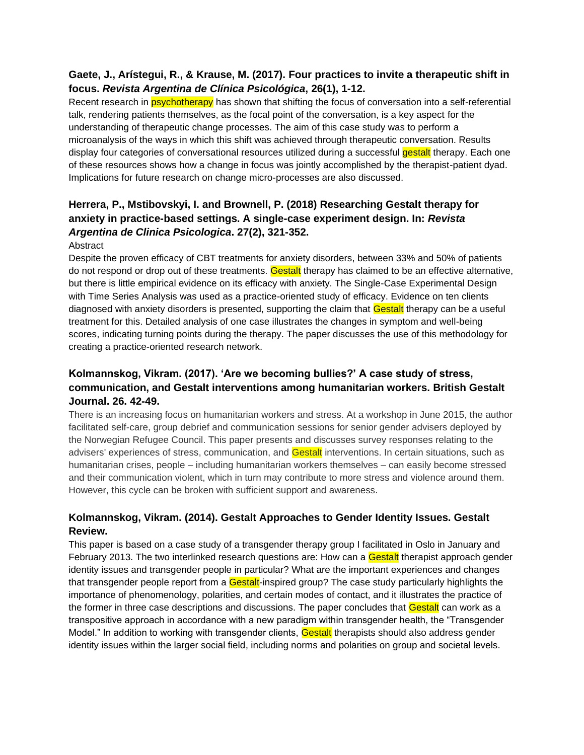**Gaete, J., Arístegui, R., & Krause, M. (2017). Four practices to invite a therapeutic shift in focus. *Revista Argentina de Clínica Psicológica*, 26(1), 1-12.**

Recent research in psychotherapy has shown that shifting the focus of conversation into a self-referential talk, rendering patients themselves, as the focal point of the conversation, is a key aspect for the understanding of therapeutic change processes. The aim of this case study was to perform a microanalysis of the ways in which this shift was achieved through therapeutic conversation. Results display four categories of conversational resources utilized during a successful gestalt therapy. Each one of these resources shows how a change in focus was jointly accomplished by the therapist-patient dyad. Implications for future research on change micro-processes are also discussed.

**Herrera, P., Mstibovskyi, I. and Brownell, P. (2018) Researching Gestalt therapy for anxiety in practice-based settings. A single-case experiment design. In: *Revista Argentina de Clinica Psicologica*. 27(2), 321-352.**

Abstract

Despite the proven efficacy of CBT treatments for anxiety disorders, between 33% and 50% of patients do not respond or drop out of these treatments. Gestalt therapy has claimed to be an effective alternative, but there is little empirical evidence on its efficacy with anxiety. The Single-Case Experimental Design with Time Series Analysis was used as a practice-oriented study of efficacy. Evidence on ten clients diagnosed with anxiety disorders is presented, supporting the claim that Gestalt therapy can be a useful treatment for this. Detailed analysis of one case illustrates the changes in symptom and well-being scores, indicating turning points during the therapy. The paper discusses the use of this methodology for creating a practice-oriented research network.

**Kolmannskog, Vikram. (2017). 'Are we becoming bullies?' A case study of stress, communication, and Gestalt interventions among humanitarian workers. British Gestalt Journal. 26. 42-49.**

There is an increasing focus on humanitarian workers and stress. At a workshop in June 2015, the author facilitated self-care, group debrief and communication sessions for senior gender advisers deployed by the Norwegian Refugee Council. This paper presents and discusses survey responses relating to the advisers' experiences of stress, communication, and Gestalt interventions. In certain situations, such as humanitarian crises, people – including humanitarian workers themselves – can easily become stressed and their communication violent, which in turn may contribute to more stress and violence around them. However, this cycle can be broken with sufficient support and awareness.

**Kolmannskog, Vikram. (2014). Gestalt Approaches to Gender Identity Issues. Gestalt Review.**

This paper is based on a case study of a transgender therapy group I facilitated in Oslo in January and February 2013. The two interlinked research questions are: How can a Gestalt therapist approach gender identity issues and transgender people in particular? What are the important experiences and changes that transgender people report from a Gestalt-inspired group? The case study particularly highlights the importance of phenomenology, polarities, and certain modes of contact, and it illustrates the practice of the former in three case descriptions and discussions. The paper concludes that Gestalt can work as a transpositive approach in accordance with a new paradigm within transgender health, the "Transgender Model." In addition to working with transgender clients, Gestalt therapists should also address gender identity issues within the larger social field, including norms and polarities on group and societal levels.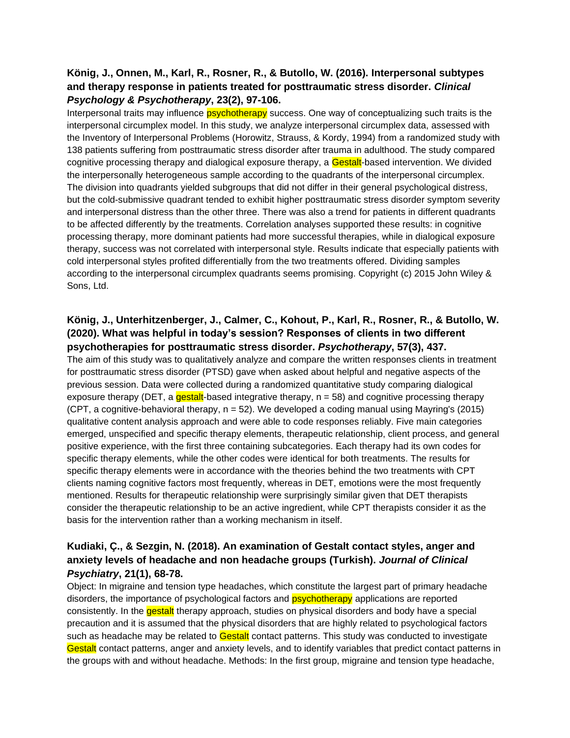**König, J., Onnen, M., Karl, R., Rosner, R., & Butollo, W. (2016). Interpersonal subtypes and therapy response in patients treated for posttraumatic stress disorder. *Clinical Psychology & Psychotherapy*, 23(2), 97-106.**

Interpersonal traits may influence psychotherapy success. One way of conceptualizing such traits is the interpersonal circumplex model. In this study, we analyze interpersonal circumplex data, assessed with the Inventory of Interpersonal Problems (Horowitz, Strauss, & Kordy, 1994) from a randomized study with 138 patients suffering from posttraumatic stress disorder after trauma in adulthood. The study compared cognitive processing therapy and dialogical exposure therapy, a Gestalt-based intervention. We divided the interpersonally heterogeneous sample according to the quadrants of the interpersonal circumplex. The division into quadrants yielded subgroups that did not differ in their general psychological distress, but the cold-submissive quadrant tended to exhibit higher posttraumatic stress disorder symptom severity and interpersonal distress than the other three. There was also a trend for patients in different quadrants to be affected differently by the treatments. Correlation analyses supported these results: in cognitive processing therapy, more dominant patients had more successful therapies, while in dialogical exposure therapy, success was not correlated with interpersonal style. Results indicate that especially patients with cold interpersonal styles profited differentially from the two treatments offered. Dividing samples according to the interpersonal circumplex quadrants seems promising. Copyright (c) 2015 John Wiley & Sons, Ltd.

**König, J., Unterhitzenberger, J., Calmer, C., Kohout, P., Karl, R., Rosner, R., & Butollo, W. (2020). What was helpful in today's session? Responses of clients in two different psychotherapies for posttraumatic stress disorder. *Psychotherapy*, 57(3), 437.**

The aim of this study was to qualitatively analyze and compare the written responses clients in treatment for posttraumatic stress disorder (PTSD) gave when asked about helpful and negative aspects of the previous session. Data were collected during a randomized quantitative study comparing dialogical exposure therapy (DET, a gestalt-based integrative therapy, n = 58) and cognitive processing therapy (CPT, a cognitive-behavioral therapy, n = 52). We developed a coding manual using Mayring's (2015) qualitative content analysis approach and were able to code responses reliably. Five main categories emerged, unspecified and specific therapy elements, therapeutic relationship, client process, and general positive experience, with the first three containing subcategories. Each therapy had its own codes for specific therapy elements, while the other codes were identical for both treatments. The results for specific therapy elements were in accordance with the theories behind the two treatments with CPT clients naming cognitive factors most frequently, whereas in DET, emotions were the most frequently mentioned. Results for therapeutic relationship were surprisingly similar given that DET therapists consider the therapeutic relationship to be an active ingredient, while CPT therapists consider it as the basis for the intervention rather than a working mechanism in itself.

**Kudiaki, Ç., & Sezgin, N. (2018). An examination of Gestalt contact styles, anger and anxiety levels of headache and non headache groups (Turkish). *Journal of Clinical Psychiatry*, 21(1), 68-78.**

Object: In migraine and tension type headaches, which constitute the largest part of primary headache disorders, the importance of psychological factors and psychotherapy applications are reported consistently. In the gestalt therapy approach, studies on physical disorders and body have a special precaution and it is assumed that the physical disorders that are highly related to psychological factors such as headache may be related to Gestalt contact patterns. This study was conducted to investigate Gestalt contact patterns, anger and anxiety levels, and to identify variables that predict contact patterns in the groups with and without headache. Methods: In the first group, migraine and tension type headache,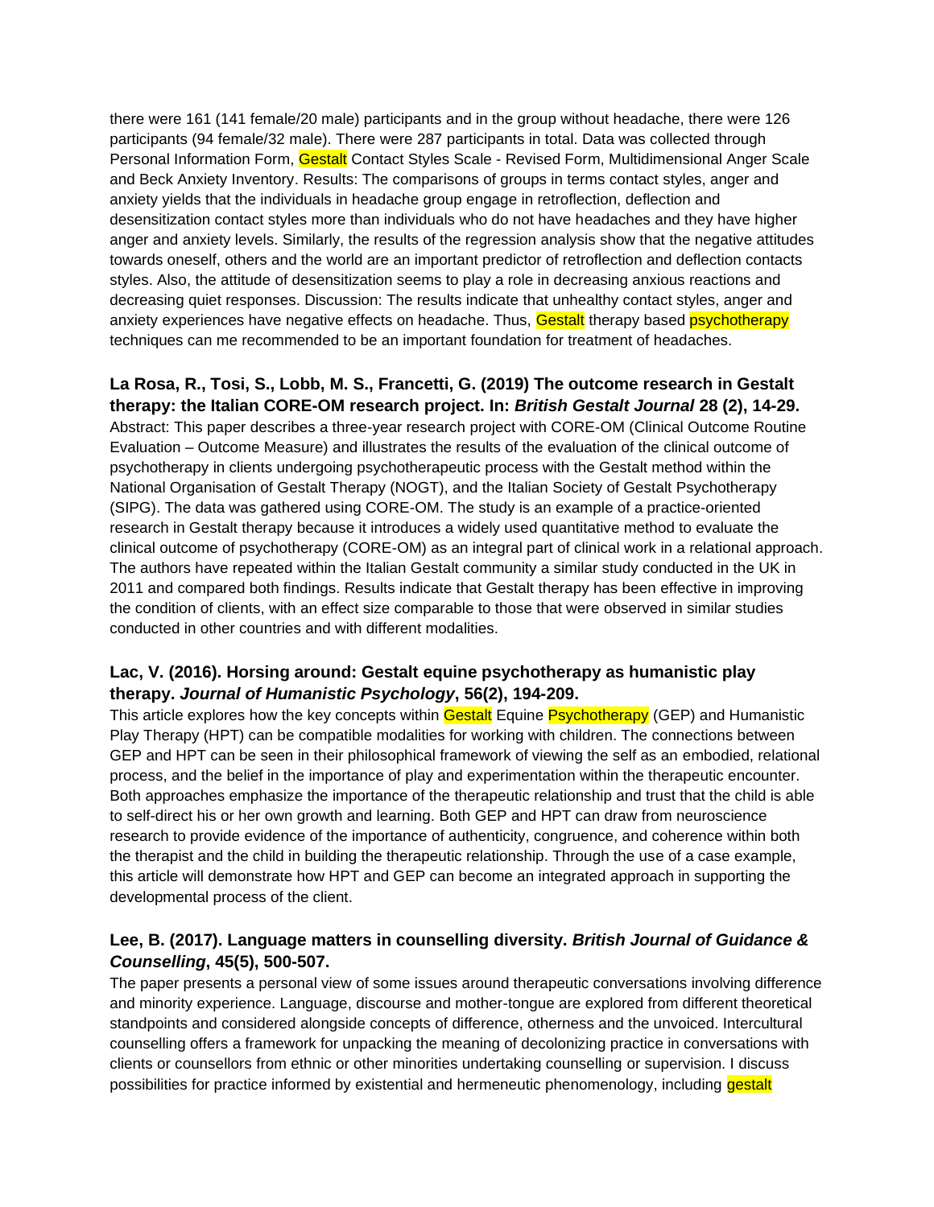there were 161 (141 female/20 male) participants and in the group without headache, there were 126 participants (94 female/32 male). There were 287 participants in total. Data was collected through Personal Information Form, Gestalt Contact Styles Scale - Revised Form, Multidimensional Anger Scale and Beck Anxiety Inventory. Results: The comparisons of groups in terms contact styles, anger and anxiety yields that the individuals in headache group engage in retroflection, deflection and desensitization contact styles more than individuals who do not have headaches and they have higher anger and anxiety levels. Similarly, the results of the regression analysis show that the negative attitudes towards oneself, others and the world are an important predictor of retroflection and deflection contacts styles. Also, the attitude of desensitization seems to play a role in decreasing anxious reactions and decreasing quiet responses. Discussion: The results indicate that unhealthy contact styles, anger and anxiety experiences have negative effects on headache. Thus, Gestalt therapy based psychotherapy techniques can me recommended to be an important foundation for treatment of headaches.

**La Rosa, R., Tosi, S., Lobb, M. S., Francetti, G. (2019) The outcome research in Gestalt therapy: the Italian CORE-OM research project. In: *British Gestalt Journal* 28 (2), 14-29.**
Abstract: This paper describes a three-year research project with CORE-OM (Clinical Outcome Routine Evaluation – Outcome Measure) and illustrates the results of the evaluation of the clinical outcome of psychotherapy in clients undergoing psychotherapeutic process with the Gestalt method within the National Organisation of Gestalt Therapy (NOGT), and the Italian Society of Gestalt Psychotherapy (SIPG). The data was gathered using CORE-OM. The study is an example of a practice-oriented research in Gestalt therapy because it introduces a widely used quantitative method to evaluate the clinical outcome of psychotherapy (CORE-OM) as an integral part of clinical work in a relational approach. The authors have repeated within the Italian Gestalt community a similar study conducted in the UK in 2011 and compared both findings. Results indicate that Gestalt therapy has been effective in improving the condition of clients, with an effect size comparable to those that were observed in similar studies conducted in other countries and with different modalities.

**Lac, V. (2016). Horsing around: Gestalt equine psychotherapy as humanistic play therapy. *Journal of Humanistic Psychology*, 56(2), 194-209.**
This article explores how the key concepts within Gestalt Equine Psychotherapy (GEP) and Humanistic Play Therapy (HPT) can be compatible modalities for working with children. The connections between GEP and HPT can be seen in their philosophical framework of viewing the self as an embodied, relational process, and the belief in the importance of play and experimentation within the therapeutic encounter. Both approaches emphasize the importance of the therapeutic relationship and trust that the child is able to self-direct his or her own growth and learning. Both GEP and HPT can draw from neuroscience research to provide evidence of the importance of authenticity, congruence, and coherence within both the therapist and the child in building the therapeutic relationship. Through the use of a case example, this article will demonstrate how HPT and GEP can become an integrated approach in supporting the developmental process of the client.

**Lee, B. (2017). Language matters in counselling diversity. *British Journal of Guidance & Counselling*, 45(5), 500-507.**
The paper presents a personal view of some issues around therapeutic conversations involving difference and minority experience. Language, discourse and mother-tongue are explored from different theoretical standpoints and considered alongside concepts of difference, otherness and the unvoiced. Intercultural counselling offers a framework for unpacking the meaning of decolonizing practice in conversations with clients or counsellors from ethnic or other minorities undertaking counselling or supervision. I discuss possibilities for practice informed by existential and hermeneutic phenomenology, including gestalt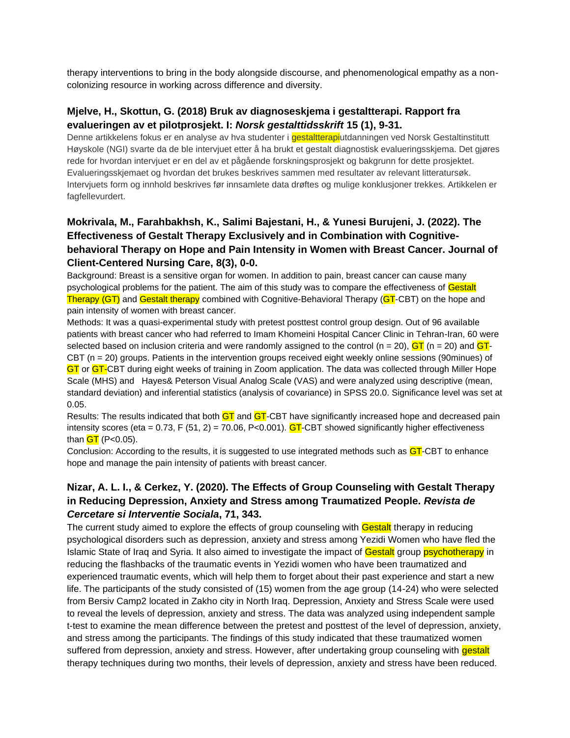therapy interventions to bring in the body alongside discourse, and phenomenological empathy as a non-colonizing resource in working across difference and diversity.

### Mjelve, H., Skottun, G. (2018) Bruk av diagnoseskjema i gestaltterapi. Rapport fra evalueringen av et pilotprosjekt. I: *Norsk gestalttidsskrift* 15 (1), 9-31.

Denne artikkelens fokus er en analyse av hva studenter i gestaltterapiutdanningen ved Norsk Gestaltinstitutt Høyskole (NGI) svarte da de ble intervjuet etter å ha brukt et gestalt diagnostisk evalueringsskjema. Det gjøres rede for hvordan intervjuet er en del av et pågående forskningsprosjekt og bakgrunn for dette prosjektet. Evalueringsskjemaet og hvordan det brukes beskrives sammen med resultater av relevant litteratursøk. Intervjuets form og innhold beskrives før innsamlete data drøftes og mulige konklusjoner trekkes. Artikkelen er fagfellevurdert.

### Mokrivala, M., Farahbakhsh, K., Salimi Bajestani, H., & Yunesi Burujeni, J. (2022). The Effectiveness of Gestalt Therapy Exclusively and in Combination with Cognitive-behavioral Therapy on Hope and Pain Intensity in Women with Breast Cancer. Journal of Client-Centered Nursing Care, 8(3), 0-0.

Background: Breast is a sensitive organ for women. In addition to pain, breast cancer can cause many psychological problems for the patient. The aim of this study was to compare the effectiveness of Gestalt Therapy (GT) and Gestalt therapy combined with Cognitive-Behavioral Therapy (GT-CBT) on the hope and pain intensity of women with breast cancer.

Methods: It was a quasi-experimental study with pretest posttest control group design. Out of 96 available patients with breast cancer who had referred to Imam Khomeini Hospital Cancer Clinic in Tehran-Iran, 60 were selected based on inclusion criteria and were randomly assigned to the control (n = 20), GT (n = 20) and GT-CBT (n = 20) groups. Patients in the intervention groups received eight weekly online sessions (90minutes) of GT or GT-CBT during eight weeks of training in Zoom application. The data was collected through Miller Hope Scale (MHS) and Hayes& Peterson Visual Analog Scale (VAS) and were analyzed using descriptive (mean, standard deviation) and inferential statistics (analysis of covariance) in SPSS 20.0. Significance level was set at 0.05.

Results: The results indicated that both GT and GT-CBT have significantly increased hope and decreased pain intensity scores (eta = 0.73, $F (51, 2) = 70.06$, $P<0.001$). GT-CBT showed significantly higher effectiveness than GT ($P<0.05$).

Conclusion: According to the results, it is suggested to use integrated methods such as GT-CBT to enhance hope and manage the pain intensity of patients with breast cancer.

### Nizar, A. L. I., & Cerkez, Y. (2020). The Effects of Group Counseling with Gestalt Therapy in Reducing Depression, Anxiety and Stress among Traumatized People. *Revista de Cercetare si Interventie Sociala*, 71, 343.

The current study aimed to explore the effects of group counseling with Gestalt therapy in reducing psychological disorders such as depression, anxiety and stress among Yezidi Women who have fled the Islamic State of Iraq and Syria. It also aimed to investigate the impact of Gestalt group psychotherapy in reducing the flashbacks of the traumatic events in Yezidi women who have been traumatized and experienced traumatic events, which will help them to forget about their past experience and start a new life. The participants of the study consisted of (15) women from the age group (14-24) who were selected from Bersiv Camp2 located in Zakho city in North Iraq. Depression, Anxiety and Stress Scale were used to reveal the levels of depression, anxiety and stress. The data was analyzed using independent sample t-test to examine the mean difference between the pretest and posttest of the level of depression, anxiety, and stress among the participants. The findings of this study indicated that these traumatized women suffered from depression, anxiety and stress. However, after undertaking group counseling with gestalt therapy techniques during two months, their levels of depression, anxiety and stress have been reduced.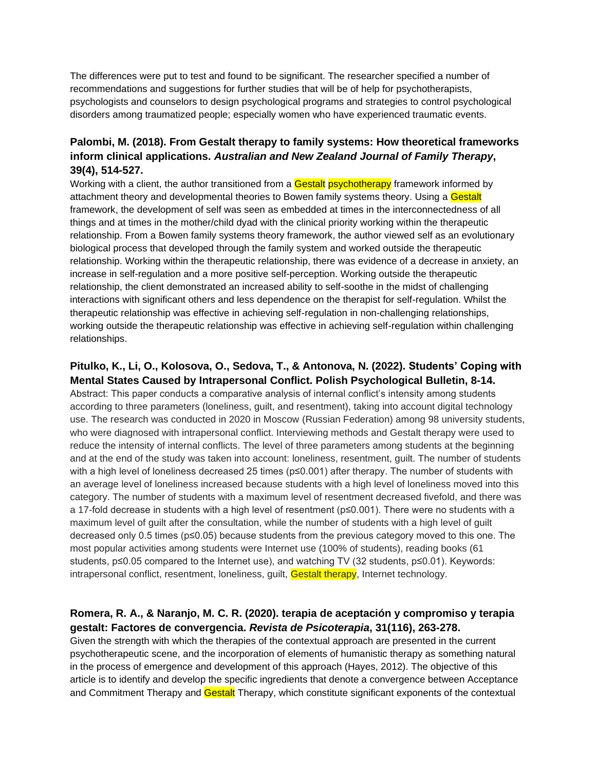The differences were put to test and found to be significant. The researcher specified a number of recommendations and suggestions for further studies that will be of help for psychotherapists, psychologists and counselors to design psychological programs and strategies to control psychological disorders among traumatized people; especially women who have experienced traumatic events.

**Palombi, M. (2018). From Gestalt therapy to family systems: How theoretical frameworks inform clinical applications. *Australian and New Zealand Journal of Family Therapy*, 39(4), 514-527.**

Working with a client, the author transitioned from a Gestalt psychotherapy framework informed by attachment theory and developmental theories to Bowen family systems theory. Using a Gestalt framework, the development of self was seen as embedded at times in the interconnectedness of all things and at times in the mother/child dyad with the clinical priority working within the therapeutic relationship. From a Bowen family systems theory framework, the author viewed self as an evolutionary biological process that developed through the family system and worked outside the therapeutic relationship. Working within the therapeutic relationship, there was evidence of a decrease in anxiety, an increase in self-regulation and a more positive self-perception. Working outside the therapeutic relationship, the client demonstrated an increased ability to self-soothe in the midst of challenging interactions with significant others and less dependence on the therapist for self-regulation. Whilst the therapeutic relationship was effective in achieving self-regulation in non-challenging relationships, working outside the therapeutic relationship was effective in achieving self-regulation within challenging relationships.

**Pitulko, K., Li, O., Kolosova, O., Sedova, T., & Antonova, N. (2022). Students' Coping with Mental States Caused by Intrapersonal Conflict. Polish Psychological Bulletin, 8-14.**

Abstract: This paper conducts a comparative analysis of internal conflict's intensity among students according to three parameters (loneliness, guilt, and resentment), taking into account digital technology use. The research was conducted in 2020 in Moscow (Russian Federation) among 98 university students, who were diagnosed with intrapersonal conflict. Interviewing methods and Gestalt therapy were used to reduce the intensity of internal conflicts. The level of three parameters among students at the beginning and at the end of the study was taken into account: loneliness, resentment, guilt. The number of students with a high level of loneliness decreased 25 times ($p \leq 0.001$) after therapy. The number of students with an average level of loneliness increased because students with a high level of loneliness moved into this category. The number of students with a maximum level of resentment decreased fivefold, and there was a 17-fold decrease in students with a high level of resentment ($p \leq 0.001$). There were no students with a maximum level of guilt after the consultation, while the number of students with a high level of guilt decreased only 0.5 times ($p \leq 0.05$) because students from the previous category moved to this one. The most popular activities among students were Internet use (100% of students), reading books (61 students, $p \leq 0.05$ compared to the Internet use), and watching TV (32 students, $p \leq 0.01$). Keywords: intrapersonal conflict, resentment, loneliness, guilt, Gestalt therapy, Internet technology.

**Romera, R. A., & Naranjo, M. C. R. (2020). terapia de aceptación y compromiso y terapia gestalt: Factores de convergencia. *Revista de Psicoterapia*, 31(116), 263-278.**

Given the strength with which the therapies of the contextual approach are presented in the current psychotherapeutic scene, and the incorporation of elements of humanistic therapy as something natural in the process of emergence and development of this approach (Hayes, 2012). The objective of this article is to identify and develop the specific ingredients that denote a convergence between Acceptance and Commitment Therapy and Gestalt Therapy, which constitute significant exponents of the contextual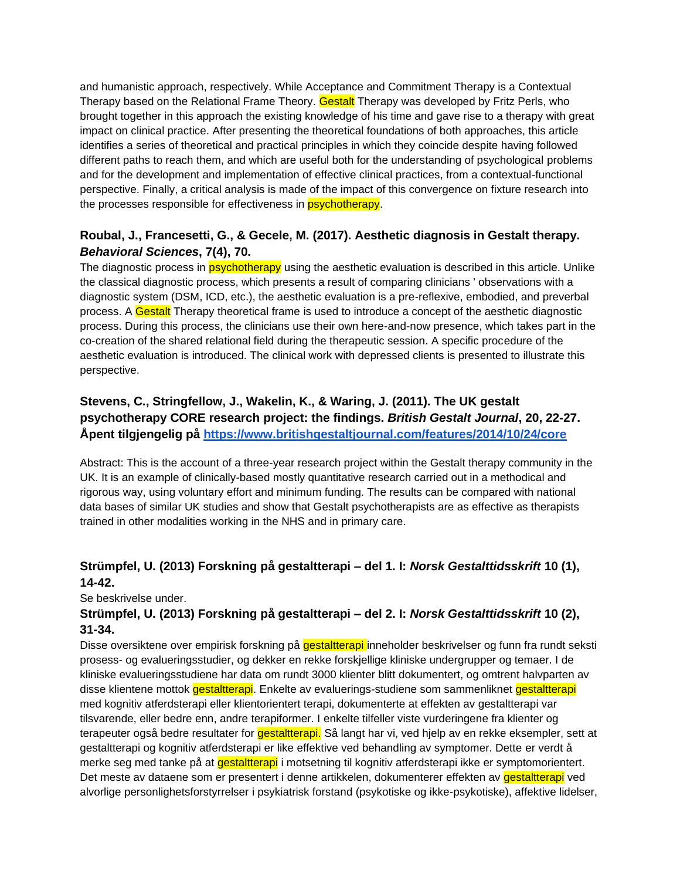and humanistic approach, respectively. While Acceptance and Commitment Therapy is a Contextual Therapy based on the Relational Frame Theory. Gestalt Therapy was developed by Fritz Perls, who brought together in this approach the existing knowledge of his time and gave rise to a therapy with great impact on clinical practice. After presenting the theoretical foundations of both approaches, this article identifies a series of theoretical and practical principles in which they coincide despite having followed different paths to reach them, and which are useful both for the understanding of psychological problems and for the development and implementation of effective clinical practices, from a contextual-functional perspective. Finally, a critical analysis is made of the impact of this convergence on fixture research into the processes responsible for effectiveness in psychotherapy.

**Roubal, J., Francesetti, G., & Gecele, M. (2017). Aesthetic diagnosis in Gestalt therapy. *Behavioral Sciences*, 7(4), 70.**

The diagnostic process in psychotherapy using the aesthetic evaluation is described in this article. Unlike the classical diagnostic process, which presents a result of comparing clinicians ' observations with a diagnostic system (DSM, ICD, etc.), the aesthetic evaluation is a pre-reflexive, embodied, and preverbal process. A Gestalt Therapy theoretical frame is used to introduce a concept of the aesthetic diagnostic process. During this process, the clinicians use their own here-and-now presence, which takes part in the co-creation of the shared relational field during the therapeutic session. A specific procedure of the aesthetic evaluation is introduced. The clinical work with depressed clients is presented to illustrate this perspective.

**Stevens, C., Stringfellow, J., Wakelin, K., & Waring, J. (2011). The UK gestalt psychotherapy CORE research project: the findings. *British Gestalt Journal*, 20, 22-27. Åpent tilgjengelig på [https://www.britishgestaltjournal.com/features/2014/10/24/core](https://www.britishgestaltjournal.com/features/2014/10/24/core)**

Abstract: This is the account of a three-year research project within the Gestalt therapy community in the UK. It is an example of clinically-based mostly quantitative research carried out in a methodical and rigorous way, using voluntary effort and minimum funding. The results can be compared with national data bases of similar UK studies and show that Gestalt psychotherapists are as effective as therapists trained in other modalities working in the NHS and in primary care.

**Strümpfel, U. (2013) Forskning på gestaltterapi – del 1. I: *Norsk Gestalttidsskrift* 10 (1), 14-42.**

Se beskrivelse under.

**Strümpfel, U. (2013) Forskning på gestaltterapi – del 2. I: *Norsk Gestalttidsskrift* 10 (2), 31-34.**

Disse oversiktene over empirisk forskning på gestaltterapi inneholder beskrivelser og funn fra rundt seksti prosess- og evalueringsstudier, og dekker en rekke forskjellige kliniske undergrupper og temaer. I de kliniske evalueringsstudiene har data om rundt 3000 klienter blitt dokumentert, og omtrent halvparten av disse klientene mottok gestaltterapi. Enkelte av evaluerings-studiene som sammenliknet gestaltterapi med kognitiv atferdsterapi eller klientorientert terapi, dokumenterte at effekten av gestaltterapi var tilsvarende, eller bedre enn, andre terapiformer. I enkelte tilfeller viste vurderingene fra klienter og terapeuter også bedre resultater for gestaltterapi. Så langt har vi, ved hjelp av en rekke eksempler, sett at gestaltterapi og kognitiv atferdsterapi er like effektive ved behandling av symptomer. Dette er verdt å merke seg med tanke på at gestaltterapi i motsetning til kognitiv atferdsterapi ikke er symptomorientert. Det meste av dataene som er presentert i denne artikkelen, dokumenterer effekten av gestaltterapi ved alvorlige personlighetsforstyrrelser i psykiatrisk forstand (psykotiske og ikke-psykotiske), affektive lidelser,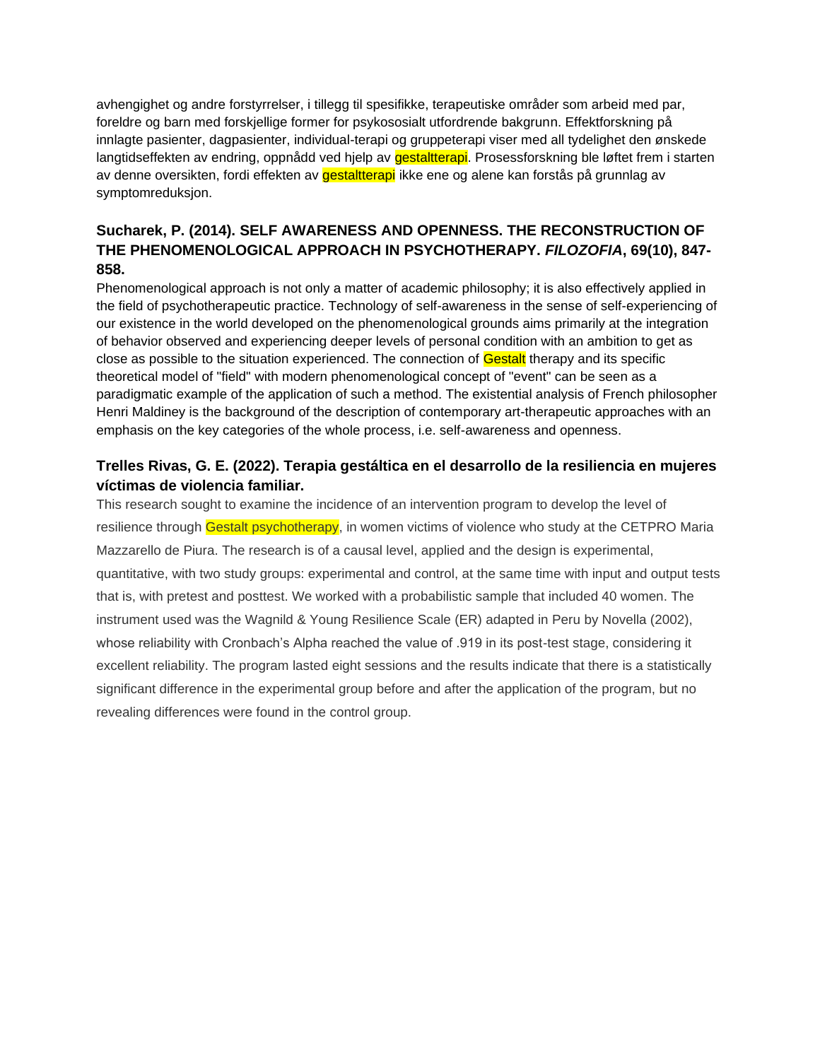avhengighet og andre forstyrrelser, i tillegg til spesifikke, terapeutiske områder som arbeid med par, foreldre og barn med forskjellige former for psykososialt utfordrende bakgrunn. Effektforskning på innlagte pasienter, dagpasienter, individual-terapi og gruppeterapi viser med all tydelighet den ønskede langtidseffekten av endring, oppnådd ved hjelp av gestaltterapi. Prosessforskning ble løftet frem i starten av denne oversikten, fordi effekten av gestaltterapi ikke ene og alene kan forstås på grunnlag av symptomreduksjon.

### Sucharek, P. (2014). SELF AWARENESS AND OPENNESS. THE RECONSTRUCTION OF THE PHENOMENOLOGICAL APPROACH IN PSYCHOTHERAPY. *FILOZOFIA*, 69(10), 847-858.

Phenomenological approach is not only a matter of academic philosophy; it is also effectively applied in the field of psychotherapeutic practice. Technology of self-awareness in the sense of self-experiencing of our existence in the world developed on the phenomenological grounds aims primarily at the integration of behavior observed and experiencing deeper levels of personal condition with an ambition to get as close as possible to the situation experienced. The connection of Gestalt therapy and its specific theoretical model of "field" with modern phenomenological concept of "event" can be seen as a paradigmatic example of the application of such a method. The existential analysis of French philosopher Henri Maldiney is the background of the description of contemporary art-therapeutic approaches with an emphasis on the key categories of the whole process, i.e. self-awareness and openness.

### Trelles Rivas, G. E. (2022). Terapia gestáltica en el desarrollo de la resiliencia en mujeres víctimas de violencia familiar.

This research sought to examine the incidence of an intervention program to develop the level of resilience through Gestalt psychotherapy, in women victims of violence who study at the CETPRO Maria Mazzarello de Piura. The research is of a causal level, applied and the design is experimental, quantitative, with two study groups: experimental and control, at the same time with input and output tests that is, with pretest and posttest. We worked with a probabilistic sample that included 40 women. The instrument used was the Wagnild & Young Resilience Scale (ER) adapted in Peru by Novella (2002), whose reliability with Cronbach's Alpha reached the value of .919 in its post-test stage, considering it excellent reliability. The program lasted eight sessions and the results indicate that there is a statistically significant difference in the experimental group before and after the application of the program, but no revealing differences were found in the control group.